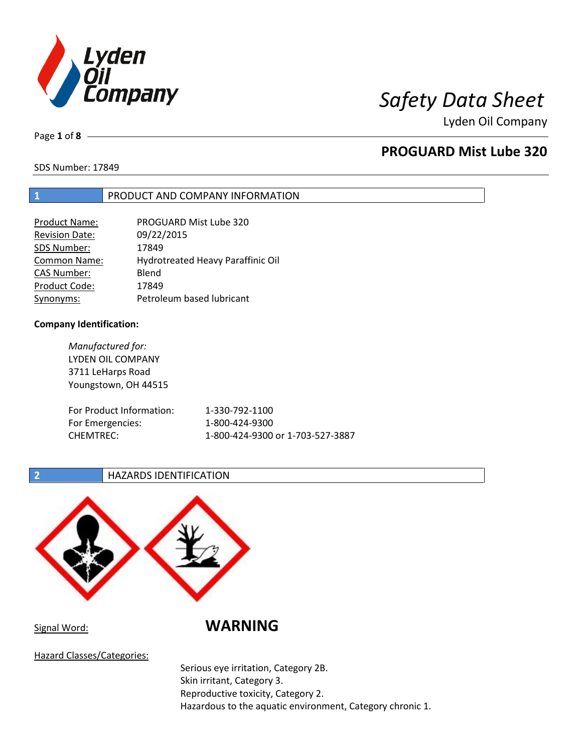# Safety Data Sheet

Lyden Oil Company

## PROGUARD Mist Lube 320

SDS Number: 17849

## 1 PRODUCT AND COMPANY INFORMATION

| | |
|---|---|
| Product Name: | PROGUARD Mist Lube 320 |
| Revision Date: | 09/22/2015 |
| SDS Number: | 17849 |
| Common Name: | Hydrotreated Heavy Paraffinic Oil |
| CAS Number: | Blend |
| Product Code: | 17849 |
| Synonyms: | Petroleum based lubricant |

**Company Identification:**

*Manufactured for:*
LYDEN OIL COMPANY
3711 LeHarps Road
Youngstown, OH 44515

| | |
|---|---|
| For Product Information: | 1-330-792-1100 |
| For Emergencies: | 1-800-424-9300 |
| CHEMTREC: | 1-800-424-9300 or 1-703-527-3887 |

## 2 HAZARDS IDENTIFICATION

Signal Word: **WARNING**

Hazard Classes/Categories:

Serious eye irritation, Category 2B.
Skin irritant, Category 3.
Reproductive toxicity, Category 2.
Hazardous to the aquatic environment, Category chronic 1.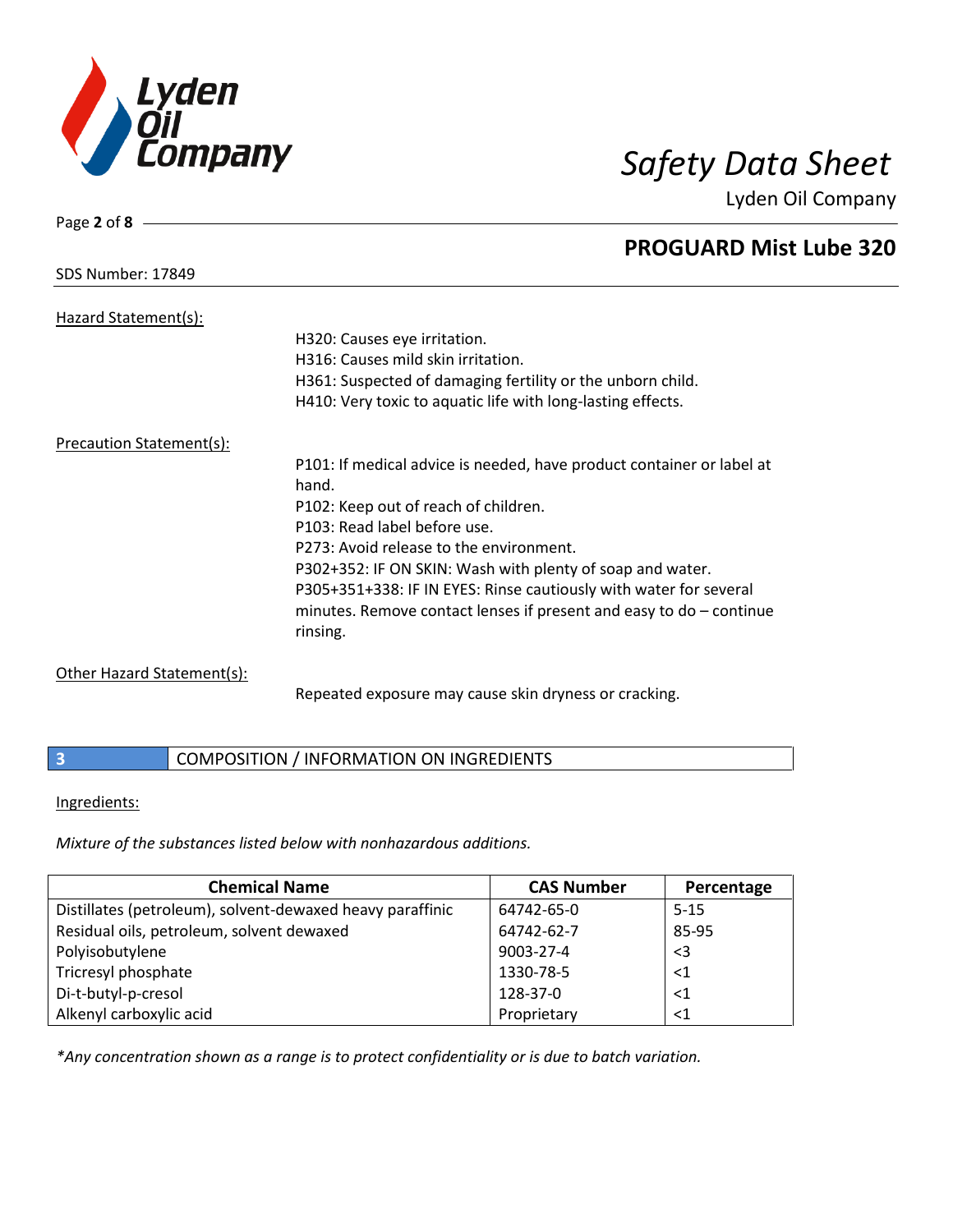Hazard Statement(s):

H320: Causes eye irritation.
H316: Causes mild skin irritation.
H361: Suspected of damaging fertility or the unborn child.
H410: Very toxic to aquatic life with long-lasting effects.

Precaution Statement(s):

P101: If medical advice is needed, have product container or label at hand.
P102: Keep out of reach of children.
P103: Read label before use.
P273: Avoid release to the environment.
P302+352: IF ON SKIN: Wash with plenty of soap and water.
P305+351+338: IF IN EYES: Rinse cautiously with water for several minutes. Remove contact lenses if present and easy to do – continue rinsing.

Other Hazard Statement(s):

Repeated exposure may cause skin dryness or cracking.

## 3 COMPOSITION / INFORMATION ON INGREDIENTS

Ingredients:

*Mixture of the substances listed below with nonhazardous additions.*

| Chemical Name | CAS Number | Percentage |
|---|---|---|
| Distillates (petroleum), solvent-dewaxed heavy paraffinic | 64742-65-0 | 5-15 |
| Residual oils, petroleum, solvent dewaxed | 64742-62-7 | 85-95 |
| Polyisobutylene | 9003-27-4 | <3 |
| Tricresyl phosphate | 1330-78-5 | <1 |
| Di-t-butyl-p-cresol | 128-37-0 | <1 |
| Alkenyl carboxylic acid | Proprietary | <1 |

*\*Any concentration shown as a range is to protect confidentiality or is due to batch variation.*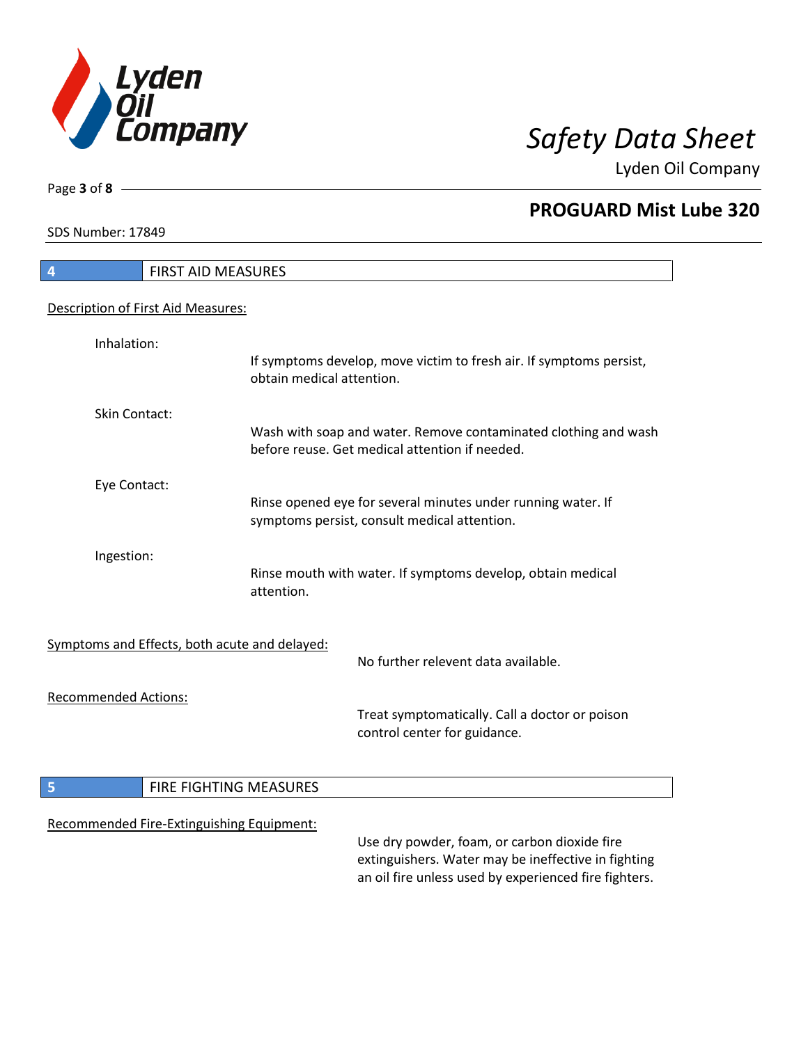## 4 FIRST AID MEASURES

Description of First Aid Measures:

Inhalation:

If symptoms develop, move victim to fresh air. If symptoms persist, obtain medical attention.

Skin Contact:

Wash with soap and water. Remove contaminated clothing and wash before reuse. Get medical attention if needed.

Eye Contact:

Rinse opened eye for several minutes under running water. If symptoms persist, consult medical attention.

Ingestion:

Rinse mouth with water. If symptoms develop, obtain medical attention.

Symptoms and Effects, both acute and delayed:

No further relevent data available.

Recommended Actions:

Treat symptomatically. Call a doctor or poison control center for guidance.

## 5 FIRE FIGHTING MEASURES

Recommended Fire-Extinguishing Equipment:

Use dry powder, foam, or carbon dioxide fire extinguishers. Water may be ineffective in fighting an oil fire unless used by experienced fire fighters.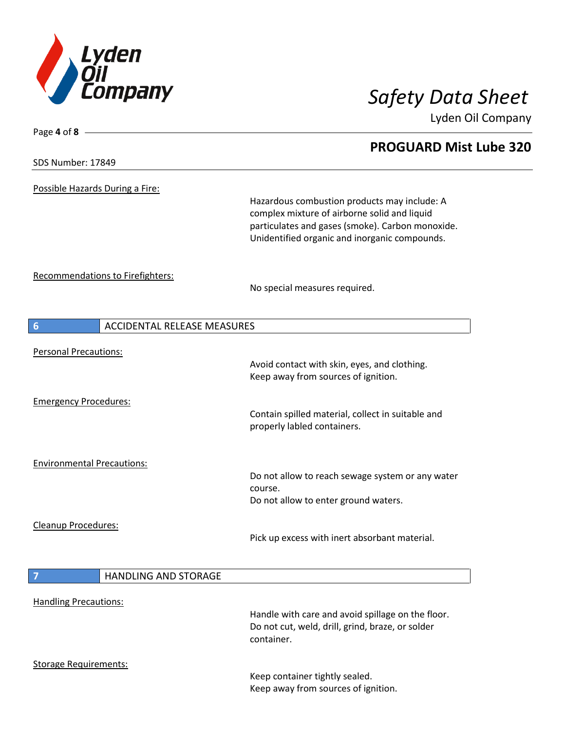Possible Hazards During a Fire:

Hazardous combustion products may include: A complex mixture of airborne solid and liquid particulates and gases (smoke). Carbon monoxide. Unidentified organic and inorganic compounds.

Recommendations to Firefighters:

No special measures required.

## 6 ACCIDENTAL RELEASE MEASURES

Personal Precautions:

Avoid contact with skin, eyes, and clothing.
Keep away from sources of ignition.

Emergency Procedures:

Contain spilled material, collect in suitable and properly labled containers.

Environmental Precautions:

Do not allow to reach sewage system or any water course.
Do not allow to enter ground waters.

Cleanup Procedures:

Pick up excess with inert absorbant material.

## 7 HANDLING AND STORAGE

Handling Precautions:

Handle with care and avoid spillage on the floor.
Do not cut, weld, drill, grind, braze, or solder container.

Storage Requirements:

Keep container tightly sealed.
Keep away from sources of ignition.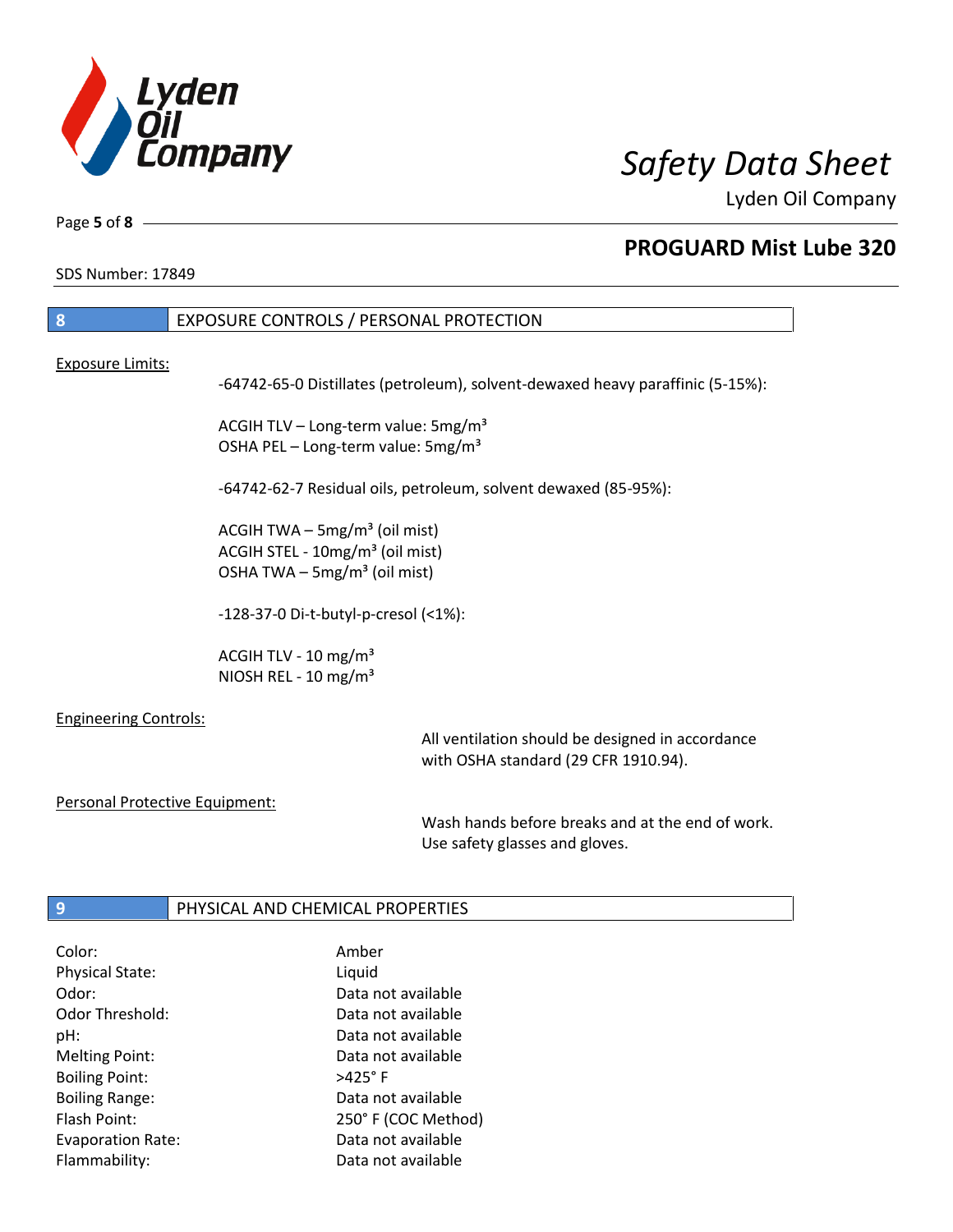SDS Number: 17849

## 8 EXPOSURE CONTROLS / PERSONAL PROTECTION

Exposure Limits:

-64742-65-0 Distillates (petroleum), solvent-dewaxed heavy paraffinic (5-15%):

ACGIH TLV – Long-term value: 5mg/m³
OSHA PEL – Long-term value: 5mg/m³

-64742-62-7 Residual oils, petroleum, solvent dewaxed (85-95%):

ACGIH TWA – 5mg/m³ (oil mist)
ACGIH STEL - 10mg/m³ (oil mist)
OSHA TWA – 5mg/m³ (oil mist)

-128-37-0 Di-t-butyl-p-cresol (<1%):

ACGIH TLV - 10 mg/m³
NIOSH REL - 10 mg/m³

Engineering Controls:

All ventilation should be designed in accordance with OSHA standard (29 CFR 1910.94).

Personal Protective Equipment:

Wash hands before breaks and at the end of work. Use safety glasses and gloves.

## 9 PHYSICAL AND CHEMICAL PROPERTIES

| | |
|---|---|
| Color: | Amber |
| Physical State: | Liquid |
| Odor: | Data not available |
| Odor Threshold: | Data not available |
| pH: | Data not available |
| Melting Point: | Data not available |
| Boiling Point: | >425° F |
| Boiling Range: | Data not available |
| Flash Point: | 250° F (COC Method) |
| Evaporation Rate: | Data not available |
| Flammability: | Data not available |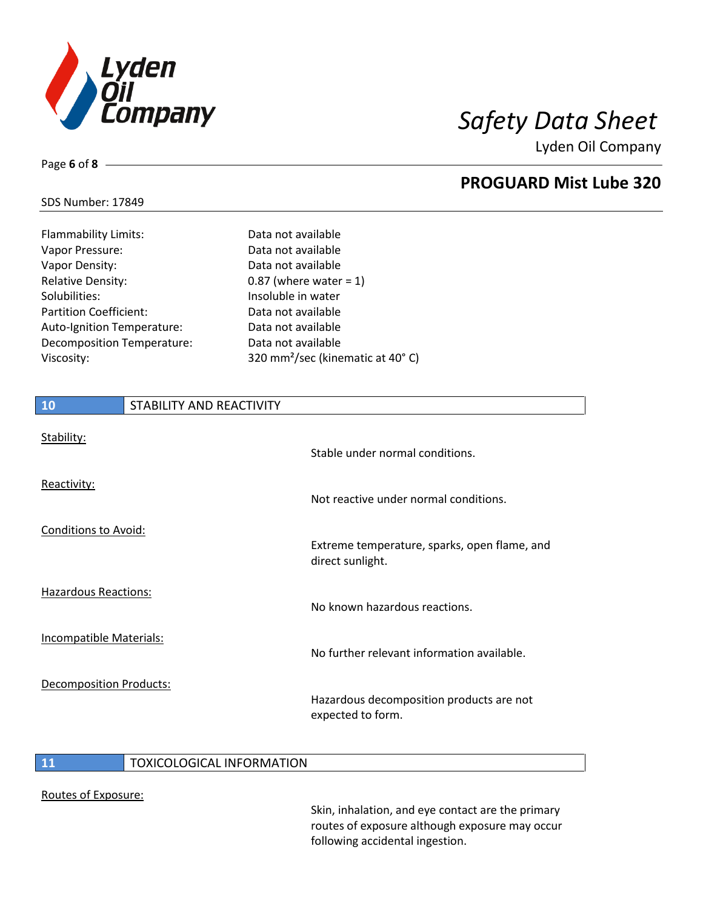| | |
|---|---|
| Flammability Limits: | Data not available |
| Vapor Pressure: | Data not available |
| Vapor Density: | Data not available |
| Relative Density: | 0.87 (where water = 1) |
| Solubilities: | Insoluble in water |
| Partition Coefficient: | Data not available |
| Auto-Ignition Temperature: | Data not available |
| Decomposition Temperature: | Data not available |
| Viscosity: | 320 $mm^2$/sec (kinematic at 40° C) |

## 10 STABILITY AND REACTIVITY

Stability:

Stable under normal conditions.

Reactivity:

Not reactive under normal conditions.

Conditions to Avoid:

Extreme temperature, sparks, open flame, and direct sunlight.

Hazardous Reactions:

No known hazardous reactions.

Incompatible Materials:

No further relevant information available.

Decomposition Products:

Hazardous decomposition products are not expected to form.

## 11 TOXICOLOGICAL INFORMATION

Routes of Exposure:

Skin, inhalation, and eye contact are the primary routes of exposure although exposure may occur following accidental ingestion.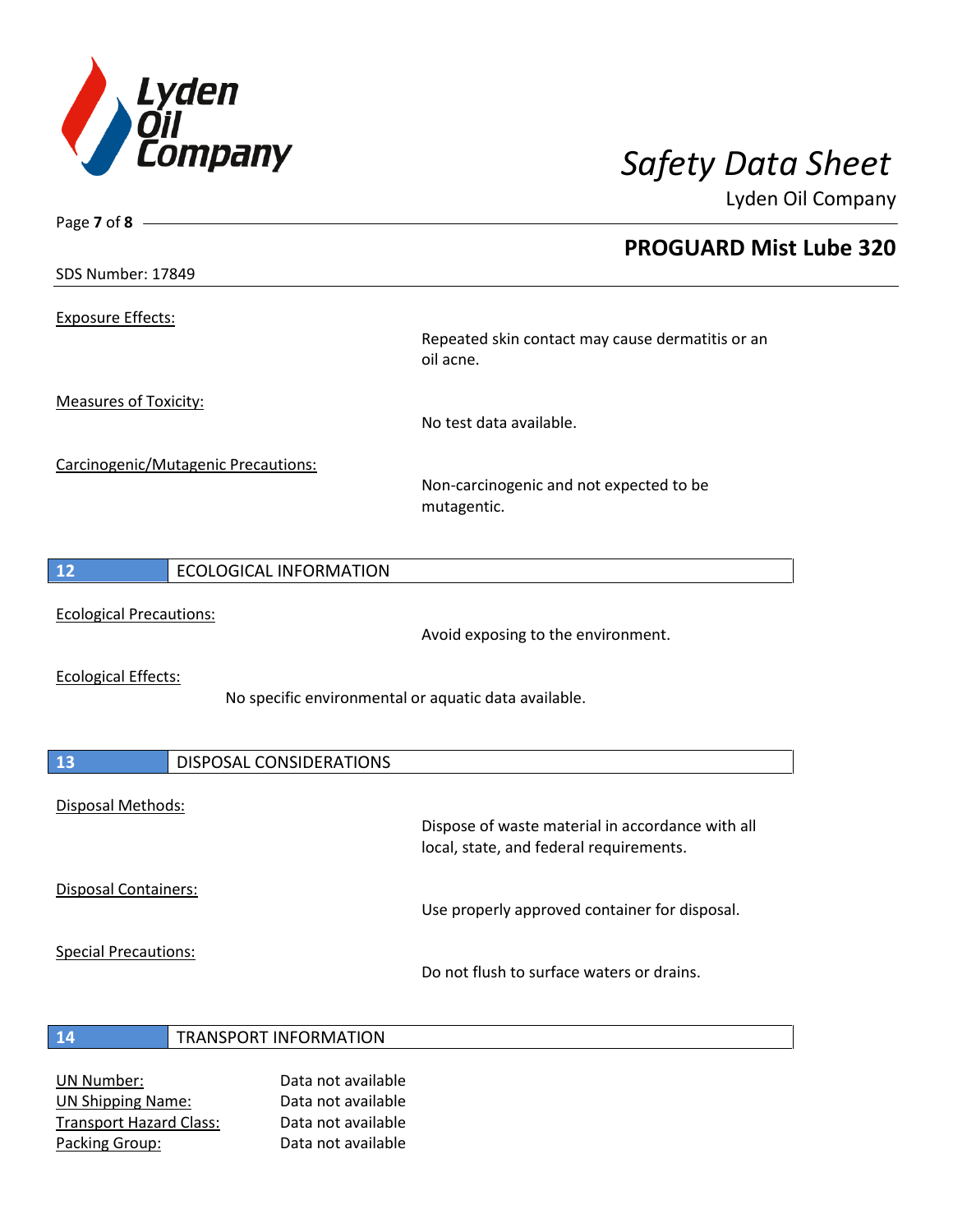Exposure Effects:

Repeated skin contact may cause dermatitis or an oil acne.

Measures of Toxicity:

No test data available.

Carcinogenic/Mutagenic Precautions:

Non-carcinogenic and not expected to be mutagentic.

## 12 ECOLOGICAL INFORMATION

Ecological Precautions:

Avoid exposing to the environment.

Ecological Effects:

No specific environmental or aquatic data available.

## 13 DISPOSAL CONSIDERATIONS

Disposal Methods:

Dispose of waste material in accordance with all local, state, and federal requirements.

Disposal Containers:

Use properly approved container for disposal.

Special Precautions:

Do not flush to surface waters or drains.

## 14 TRANSPORT INFORMATION

UN Number: Data not available
UN Shipping Name: Data not available
Transport Hazard Class: Data not available
Packing Group: Data not available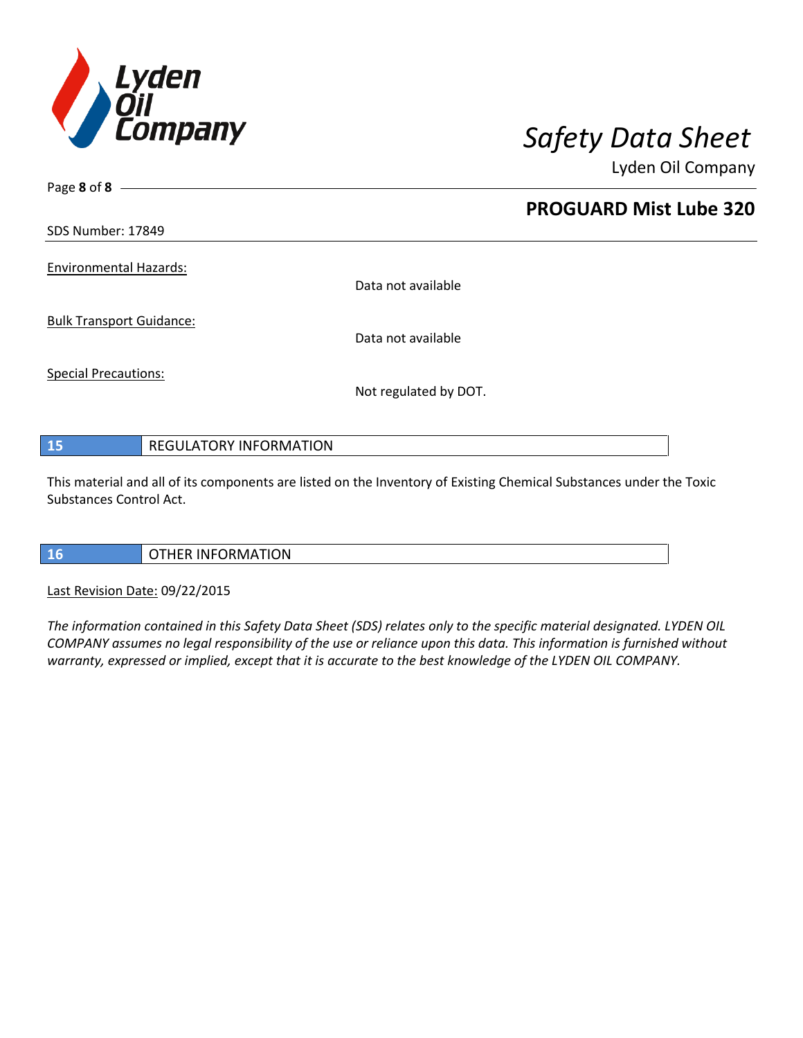Environmental Hazards:
Data not available

Bulk Transport Guidance:
Data not available

Special Precautions:
Not regulated by DOT.

## 15 REGULATORY INFORMATION

This material and all of its components are listed on the Inventory of Existing Chemical Substances under the Toxic Substances Control Act.

## 16 OTHER INFORMATION

Last Revision Date: 09/22/2015

*The information contained in this Safety Data Sheet (SDS) relates only to the specific material designated. LYDEN OIL COMPANY assumes no legal responsibility of the use or reliance upon this data. This information is furnished without warranty, expressed or implied, except that it is accurate to the best knowledge of the LYDEN OIL COMPANY.*